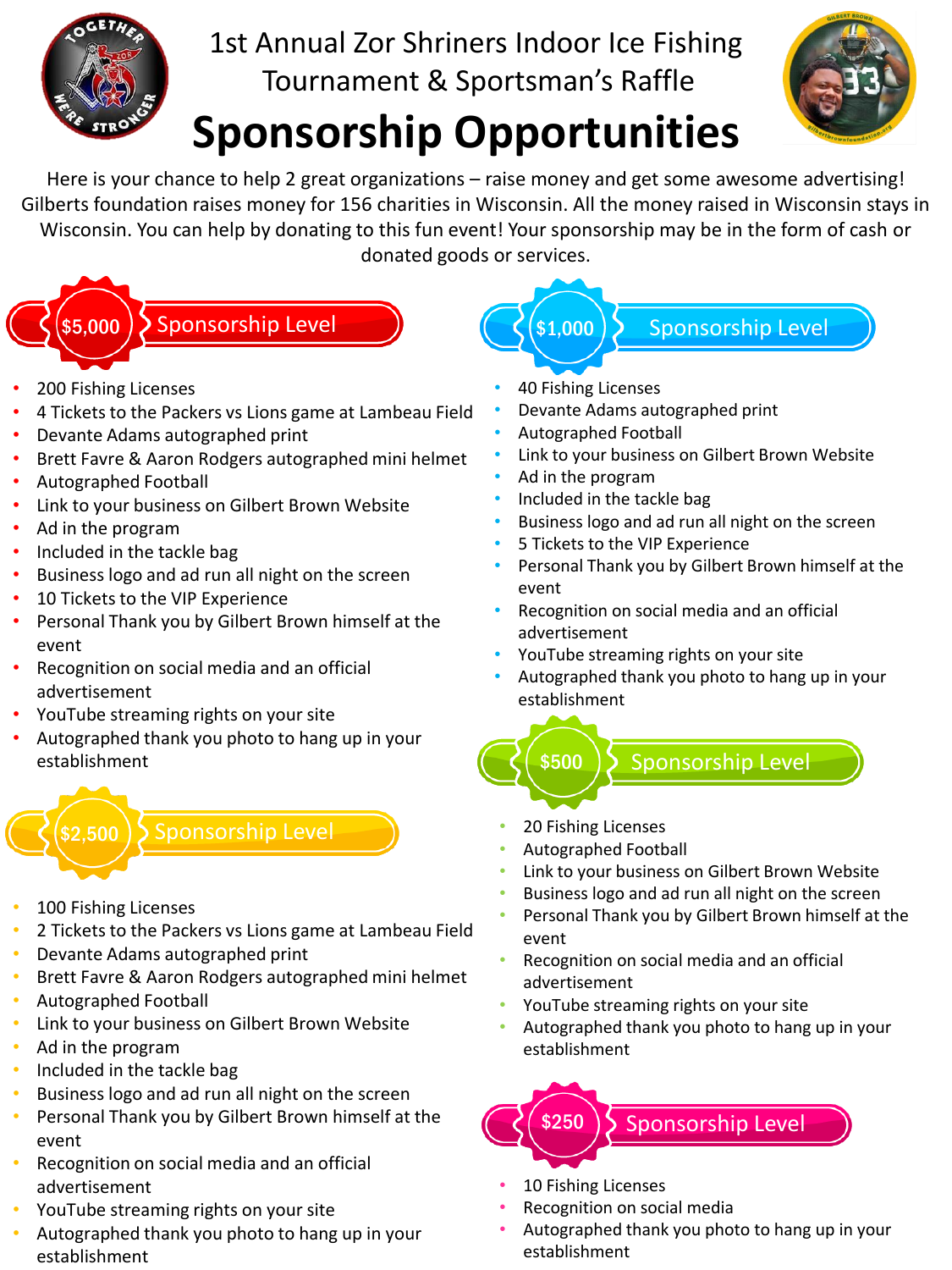# 1st Annual Zor Shriners Indoor Ice Fishing Tournament & Sportsman's Raffle

# Sponsorship Opportunities

Here is your chance to help 2 great organizations – raise money and get some awesome advertising! Gilberts foundation raises money for 156 charities in Wisconsin. All the money raised in Wisconsin stays in Wisconsin. You can help by donating to this fun event! Your sponsorship may be in the form of cash or donated goods or services.

## $5,000 Sponsorship Level

- 200 Fishing Licenses
- 4 Tickets to the Packers vs Lions game at Lambeau Field
- Devante Adams autographed print
- Brett Favre & Aaron Rodgers autographed mini helmet
- Autographed Football
- Link to your business on Gilbert Brown Website
- Ad in the program
- Included in the tackle bag
- Business logo and ad run all night on the screen
- 10 Tickets to the VIP Experience
- Personal Thank you by Gilbert Brown himself at the event
- Recognition on social media and an official advertisement
- YouTube streaming rights on your site
- Autographed thank you photo to hang up in your establishment

## $2,500 Sponsorship Level

- 100 Fishing Licenses
- 2 Tickets to the Packers vs Lions game at Lambeau Field
- Devante Adams autographed print
- Brett Favre & Aaron Rodgers autographed mini helmet
- Autographed Football
- Link to your business on Gilbert Brown Website
- Ad in the program
- Included in the tackle bag
- Business logo and ad run all night on the screen
- Personal Thank you by Gilbert Brown himself at the event
- Recognition on social media and an official advertisement
- YouTube streaming rights on your site
- Autographed thank you photo to hang up in your establishment

## $1,000 Sponsorship Level

- 40 Fishing Licenses
- Devante Adams autographed print
- Autographed Football
- Link to your business on Gilbert Brown Website
- Ad in the program
- Included in the tackle bag
- Business logo and ad run all night on the screen
- 5 Tickets to the VIP Experience
- Personal Thank you by Gilbert Brown himself at the event
- Recognition on social media and an official advertisement
- YouTube streaming rights on your site
- Autographed thank you photo to hang up in your establishment

## $500 Sponsorship Level

- 20 Fishing Licenses
- Autographed Football
- Link to your business on Gilbert Brown Website
- Business logo and ad run all night on the screen
- Personal Thank you by Gilbert Brown himself at the event
- Recognition on social media and an official advertisement
- YouTube streaming rights on your site
- Autographed thank you photo to hang up in your establishment

## $250 Sponsorship Level

- 10 Fishing Licenses
- Recognition on social media
- Autographed thank you photo to hang up in your establishment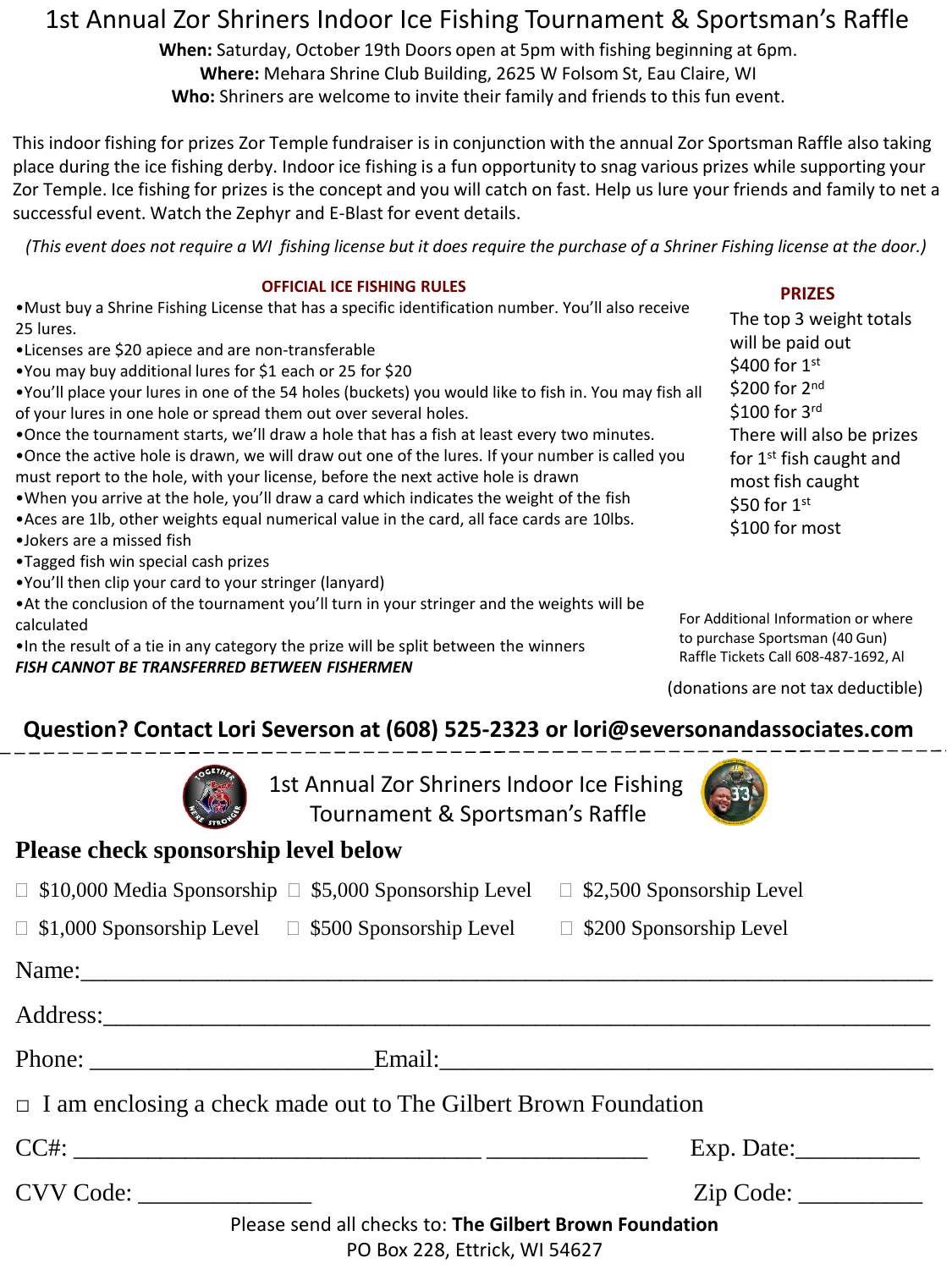# 1st Annual Zor Shriners Indoor Ice Fishing Tournament & Sportsman's Raffle

**When:** Saturday, October 19th Doors open at 5pm with fishing beginning at 6pm.
**Where:** Mehara Shrine Club Building, 2625 W Folsom St, Eau Claire, WI
**Who:** Shriners are welcome to invite their family and friends to this fun event.

This indoor fishing for prizes Zor Temple fundraiser is in conjunction with the annual Zor Sportsman Raffle also taking place during the ice fishing derby. Indoor ice fishing is a fun opportunity to snag various prizes while supporting your Zor Temple. Ice fishing for prizes is the concept and you will catch on fast. Help us lure your friends and family to net a successful event. Watch the Zephyr and E-Blast for event details.

*(This event does not require a WI fishing license but it does require the purchase of a Shriner Fishing license at the door.)*

## OFFICIAL ICE FISHING RULES

- Must buy a Shrine Fishing License that has a specific identification number. You'll also receive 25 lures.
- Licenses are $20 apiece and are non-transferable
- You may buy additional lures for $1 each or 25 for $20
- You'll place your lures in one of the 54 holes (buckets) you would like to fish in. You may fish all of your lures in one hole or spread them out over several holes.
- Once the tournament starts, we'll draw a hole that has a fish at least every two minutes.
- Once the active hole is drawn, we will draw out one of the lures. If your number is called you must report to the hole, with your license, before the next active hole is drawn
- When you arrive at the hole, you'll draw a card which indicates the weight of the fish
- Aces are 1lb, other weights equal numerical value in the card, all face cards are 10lbs.
- Jokers are a missed fish
- Tagged fish win special cash prizes
- You'll then clip your card to your stringer (lanyard)
- At the conclusion of the tournament you'll turn in your stringer and the weights will be calculated
- In the result of a tie in any category the prize will be split between the winners

***FISH CANNOT BE TRANSFERRED BETWEEN FISHERMEN***

## PRIZES

The top 3 weight totals will be paid out
$400 for 1st
$200 for 2nd
$100 for 3rd
There will also be prizes for 1st fish caught and most fish caught
$50 for 1st
$100 for most

For Additional Information or where to purchase Sportsman (40 Gun) Raffle Tickets Call 608-487-1692, Al

(donations are not tax deductible)

**Question? Contact Lori Severson at (608) 525-2323 or lori@seversonandassociates.com**

---

1st Annual Zor Shriners Indoor Ice Fishing Tournament & Sportsman's Raffle

**Please check sponsorship level below**

☐ $10,000 Media Sponsorship ☐ $5,000 Sponsorship Level ☐ $2,500 Sponsorship Level

☐ $1,000 Sponsorship Level ☐ $500 Sponsorship Level ☐ $200 Sponsorship Level

Name:______________________________________________________________

Address:____________________________________________________________

Phone: _______________________Email:_______________________________________

☐ I am enclosing a check made out to The Gilbert Brown Foundation

CC#: _________________________________ _____________ Exp. Date:__________

CVV Code: ______________ Zip Code: __________

Please send all checks to: **The Gilbert Brown Foundation**
PO Box 228, Ettrick, WI 54627